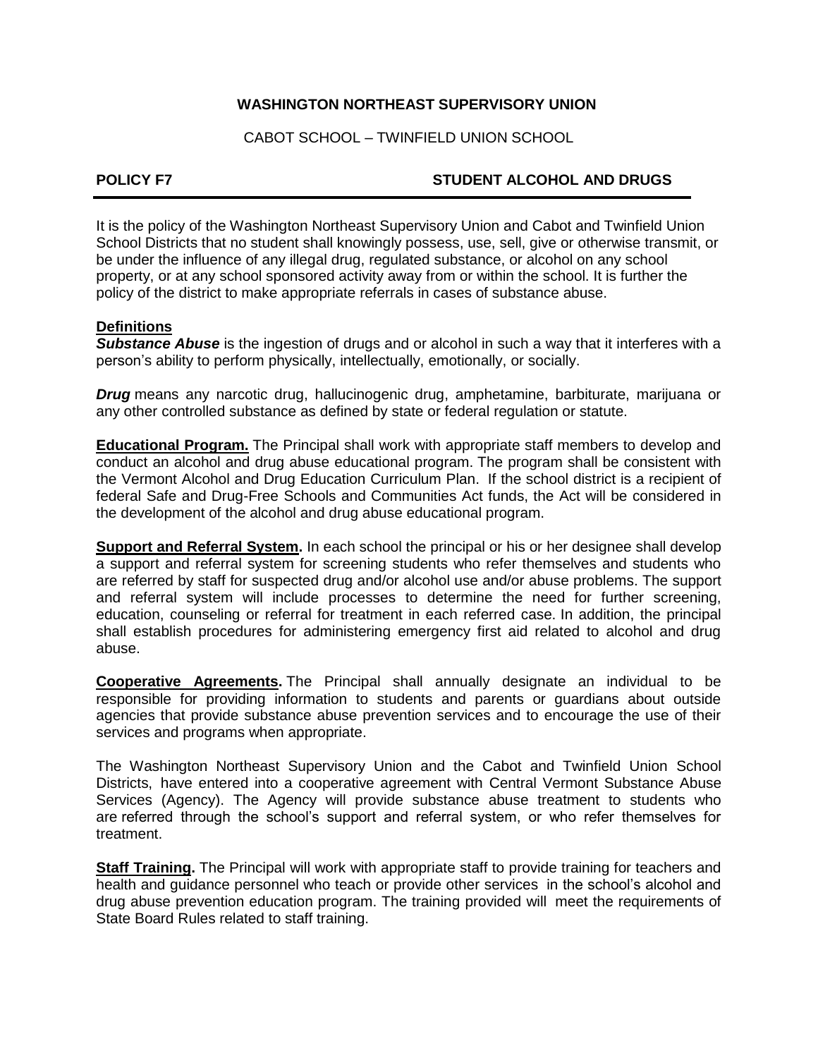**WASHINGTON NORTHEAST SUPERVISORY UNION**

CABOT SCHOOL – TWINFIELD UNION SCHOOL

**POLICY F7** **STUDENT ALCOHOL AND DRUGS**

---

It is the policy of the Washington Northeast Supervisory Union and Cabot and Twinfield Union School Districts that no student shall knowingly possess, use, sell, give or otherwise transmit, or be under the influence of any illegal drug, regulated substance, or alcohol on any school property, or at any school sponsored activity away from or within the school. It is further the policy of the district to make appropriate referrals in cases of substance abuse.

**Definitions**

***Substance Abuse*** is the ingestion of drugs and or alcohol in such a way that it interferes with a person's ability to perform physically, intellectually, emotionally, or socially.

***Drug*** means any narcotic drug, hallucinogenic drug, amphetamine, barbiturate, marijuana or any other controlled substance as defined by state or federal regulation or statute.

**Educational Program.** The Principal shall work with appropriate staff members to develop and conduct an alcohol and drug abuse educational program. The program shall be consistent with the Vermont Alcohol and Drug Education Curriculum Plan. If the school district is a recipient of federal Safe and Drug-Free Schools and Communities Act funds, the Act will be considered in the development of the alcohol and drug abuse educational program.

**Support and Referral System.** In each school the principal or his or her designee shall develop a support and referral system for screening students who refer themselves and students who are referred by staff for suspected drug and/or alcohol use and/or abuse problems. The support and referral system will include processes to determine the need for further screening, education, counseling or referral for treatment in each referred case. In addition, the principal shall establish procedures for administering emergency first aid related to alcohol and drug abuse.

**Cooperative Agreements.** The Principal shall annually designate an individual to be responsible for providing information to students and parents or guardians about outside agencies that provide substance abuse prevention services and to encourage the use of their services and programs when appropriate.

The Washington Northeast Supervisory Union and the Cabot and Twinfield Union School Districts, have entered into a cooperative agreement with Central Vermont Substance Abuse Services (Agency). The Agency will provide substance abuse treatment to students who are referred through the school's support and referral system, or who refer themselves for treatment.

**Staff Training.** The Principal will work with appropriate staff to provide training for teachers and health and guidance personnel who teach or provide other services in the school's alcohol and drug abuse prevention education program. The training provided will meet the requirements of State Board Rules related to staff training.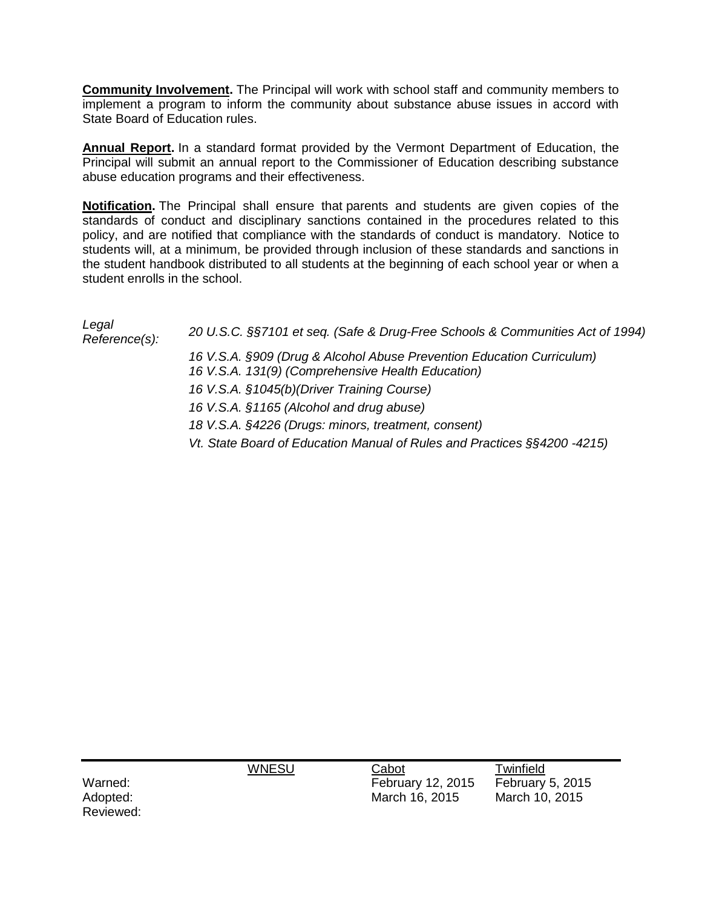**Community Involvement.** The Principal will work with school staff and community members to implement a program to inform the community about substance abuse issues in accord with State Board of Education rules.

**Annual Report.** In a standard format provided by the Vermont Department of Education, the Principal will submit an annual report to the Commissioner of Education describing substance abuse education programs and their effectiveness.

**Notification.** The Principal shall ensure that parents and students are given copies of the standards of conduct and disciplinary sanctions contained in the procedures related to this policy, and are notified that compliance with the standards of conduct is mandatory. Notice to students will, at a minimum, be provided through inclusion of these standards and sanctions in the student handbook distributed to all students at the beginning of each school year or when a student enrolls in the school.

*Legal Reference(s):*

*20 U.S.C. §§7101 et seq. (Safe & Drug-Free Schools & Communities Act of 1994)*

*16 V.S.A. §909 (Drug & Alcohol Abuse Prevention Education Curriculum)*
*16 V.S.A. 131(9) (Comprehensive Health Education)*

*16 V.S.A. §1045(b)(Driver Training Course)*

*16 V.S.A. §1165 (Alcohol and drug abuse)*

*18 V.S.A. §4226 (Drugs: minors, treatment, consent)*

*Vt. State Board of Education Manual of Rules and Practices §§4200 -4215)*

| | WNESU | Cabot | Twinfield |
|---|---|---|---|
| Warned: | | February 12, 2015 | February 5, 2015 |
| Adopted: | | March 16, 2015 | March 10, 2015 |
| Reviewed: | | | |